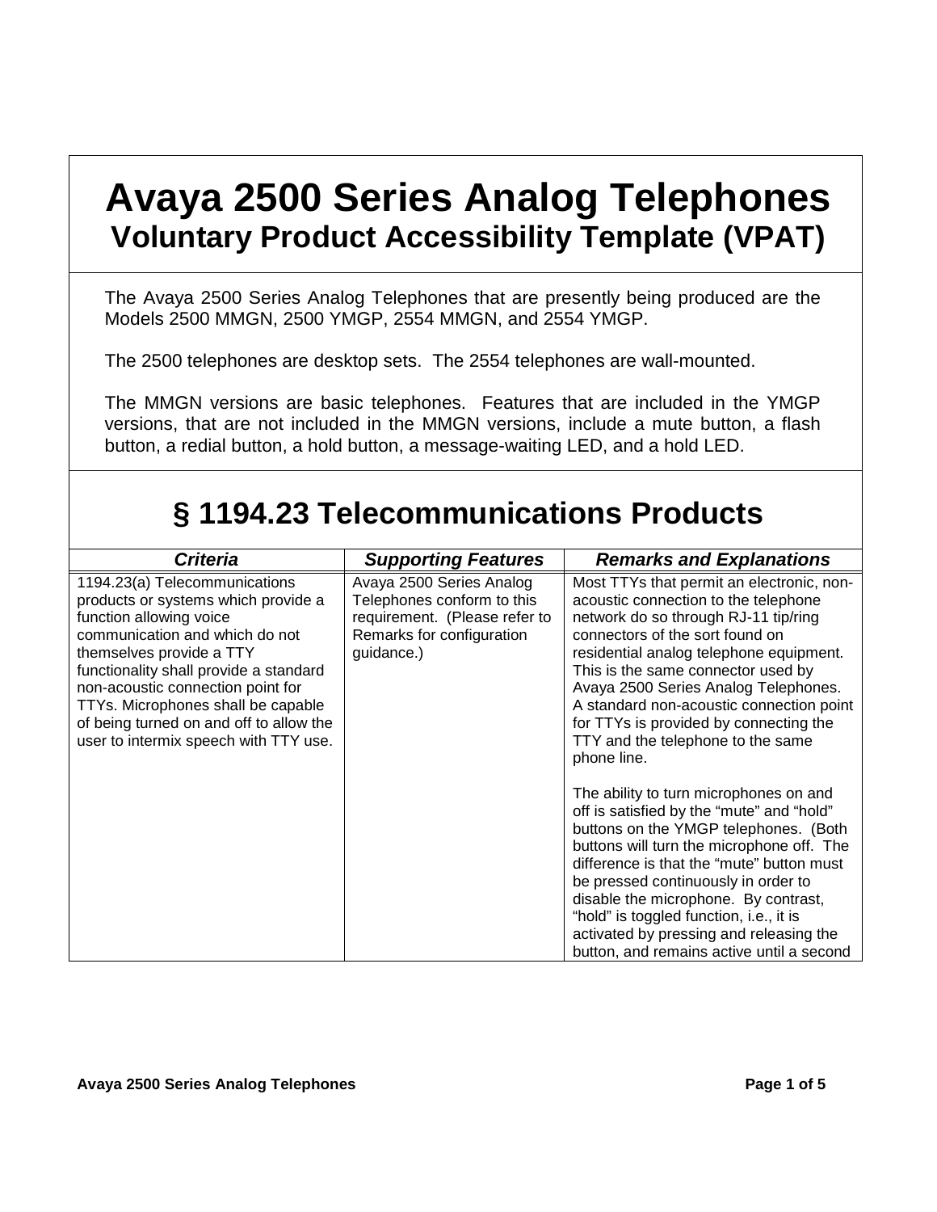# Avaya 2500 Series Analog Telephones
## Voluntary Product Accessibility Template (VPAT)

The Avaya 2500 Series Analog Telephones that are presently being produced are the Models 2500 MMGN, 2500 YMGP, 2554 MMGN, and 2554 YMGP.

The 2500 telephones are desktop sets. The 2554 telephones are wall-mounted.

The MMGN versions are basic telephones. Features that are included in the YMGP versions, that are not included in the MMGN versions, include a mute button, a flash button, a redial button, a hold button, a message-waiting LED, and a hold LED.

## § 1194.23 Telecommunications Products

| *Criteria* | *Supporting Features* | *Remarks and Explanations* |
|---|---|---|
| 1194.23(a) Telecommunications products or systems which provide a function allowing voice communication and which do not themselves provide a TTY functionality shall provide a standard non-acoustic connection point for TTYs. Microphones shall be capable of being turned on and off to allow the user to intermix speech with TTY use. | Avaya 2500 Series Analog Telephones conform to this requirement. (Please refer to Remarks for configuration guidance.) | Most TTYs that permit an electronic, non-acoustic connection to the telephone network do so through RJ-11 tip/ring connectors of the sort found on residential analog telephone equipment. This is the same connector used by Avaya 2500 Series Analog Telephones. A standard non-acoustic connection point for TTYs is provided by connecting the TTY and the telephone to the same phone line.<br><br>The ability to turn microphones on and off is satisfied by the "mute" and "hold" buttons on the YMGP telephones. (Both buttons will turn the microphone off. The difference is that the "mute" button must be pressed continuously in order to disable the microphone. By contrast, "hold" is toggled function, i.e., it is activated by pressing and releasing the button, and remains active until a second |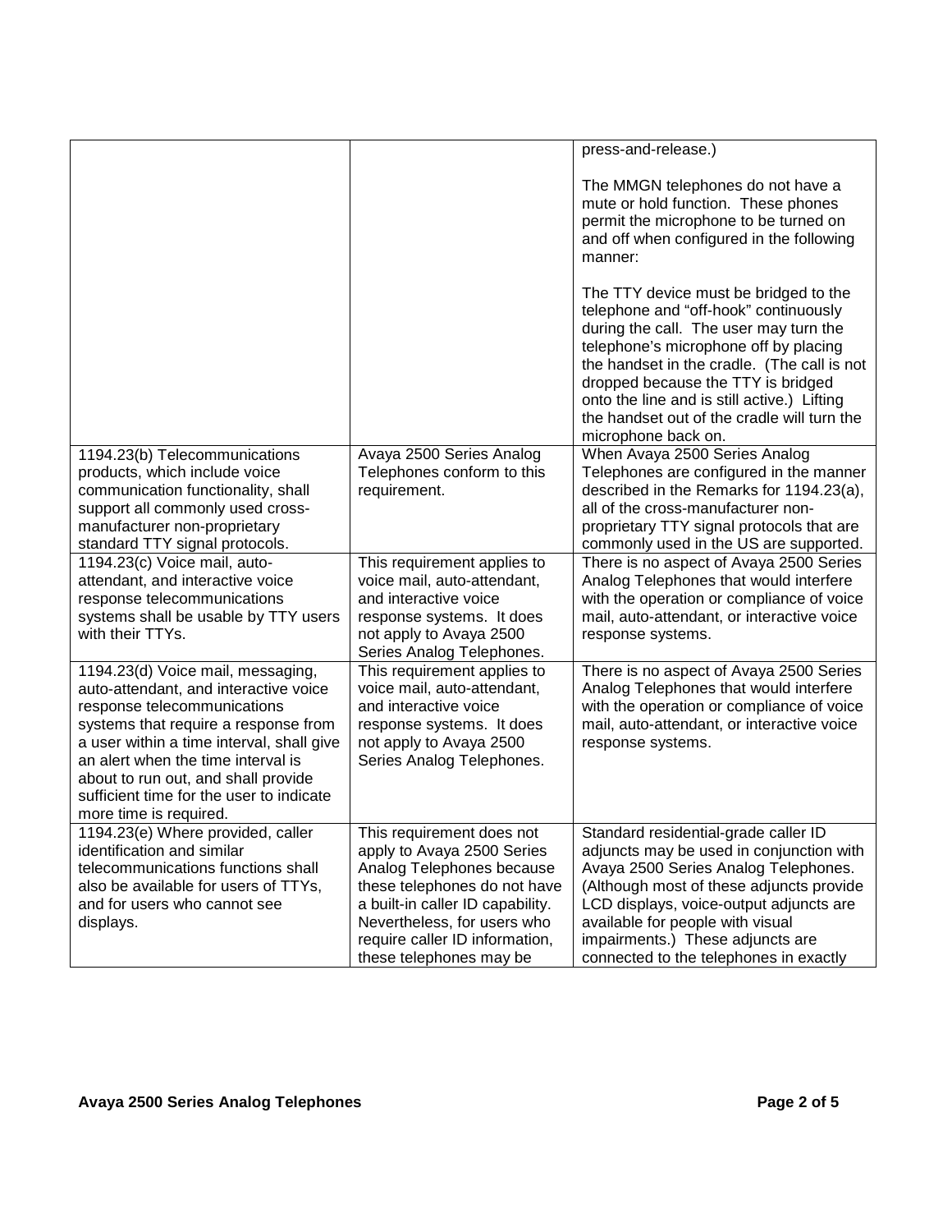| | | |
|---|---|---|
| | | press-and-release.)<br><br>The MMGN telephones do not have a mute or hold function. These phones permit the microphone to be turned on and off when configured in the following manner:<br><br>The TTY device must be bridged to the telephone and "off-hook" continuously during the call. The user may turn the telephone's microphone off by placing the handset in the cradle. (The call is not dropped because the TTY is bridged onto the line and is still active.) Lifting the handset out of the cradle will turn the microphone back on. |
| 1194.23(b) Telecommunications products, which include voice communication functionality, shall support all commonly used cross-manufacturer non-proprietary standard TTY signal protocols. | Avaya 2500 Series Analog Telephones conform to this requirement. | When Avaya 2500 Series Analog Telephones are configured in the manner described in the Remarks for 1194.23(a), all of the cross-manufacturer non-proprietary TTY signal protocols that are commonly used in the US are supported. |
| 1194.23(c) Voice mail, auto-attendant, and interactive voice response telecommunications systems shall be usable by TTY users with their TTYs. | This requirement applies to voice mail, auto-attendant, and interactive voice response systems. It does not apply to Avaya 2500 Series Analog Telephones. | There is no aspect of Avaya 2500 Series Analog Telephones that would interfere with the operation or compliance of voice mail, auto-attendant, or interactive voice response systems. |
| 1194.23(d) Voice mail, messaging, auto-attendant, and interactive voice response telecommunications systems that require a response from a user within a time interval, shall give an alert when the time interval is about to run out, and shall provide sufficient time for the user to indicate more time is required. | This requirement applies to voice mail, auto-attendant, and interactive voice response systems. It does not apply to Avaya 2500 Series Analog Telephones. | There is no aspect of Avaya 2500 Series Analog Telephones that would interfere with the operation or compliance of voice mail, auto-attendant, or interactive voice response systems. |
| 1194.23(e) Where provided, caller identification and similar telecommunications functions shall also be available for users of TTYs, and for users who cannot see displays. | This requirement does not apply to Avaya 2500 Series Analog Telephones because these telephones do not have a built-in caller ID capability. Nevertheless, for users who require caller ID information, these telephones may be | Standard residential-grade caller ID adjuncts may be used in conjunction with Avaya 2500 Series Analog Telephones. (Although most of these adjuncts provide LCD displays, voice-output adjuncts are available for people with visual impairments.) These adjuncts are connected to the telephones in exactly |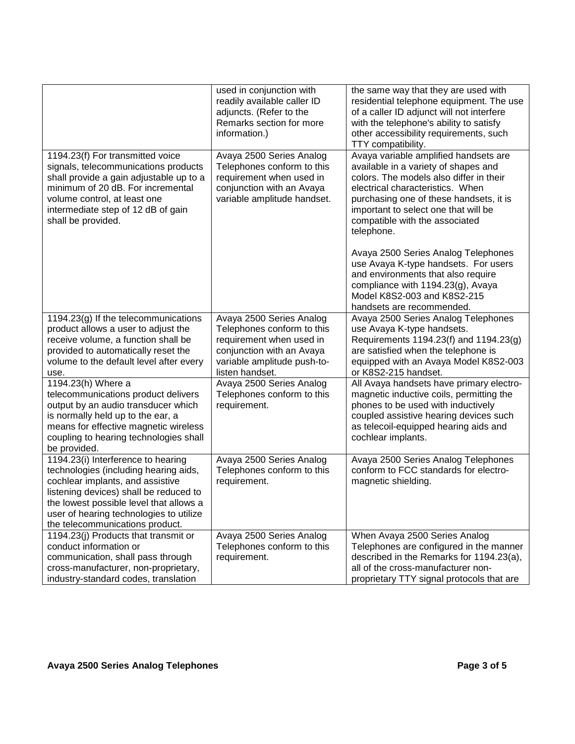| | | |
|---|---|---|
| | used in conjunction with readily available caller ID adjuncts. (Refer to the Remarks section for more information.) | the same way that they are used with residential telephone equipment. The use of a caller ID adjunct will not interfere with the telephone's ability to satisfy other accessibility requirements, such TTY compatibility. |
| 1194.23(f) For transmitted voice signals, telecommunications products shall provide a gain adjustable up to a minimum of 20 dB. For incremental volume control, at least one intermediate step of 12 dB of gain shall be provided. | Avaya 2500 Series Analog Telephones conform to this requirement when used in conjunction with an Avaya variable amplitude handset. | Avaya variable amplified handsets are available in a variety of shapes and colors. The models also differ in their electrical characteristics. When purchasing one of these handsets, it is important to select one that will be compatible with the associated telephone.<br><br>Avaya 2500 Series Analog Telephones use Avaya K-type handsets. For users and environments that also require compliance with 1194.23(g), Avaya Model K8S2-003 and K8S2-215 handsets are recommended. |
| 1194.23(g) If the telecommunications product allows a user to adjust the receive volume, a function shall be provided to automatically reset the volume to the default level after every use. | Avaya 2500 Series Analog Telephones conform to this requirement when used in conjunction with an Avaya variable amplitude push-to-listen handset. | Avaya 2500 Series Analog Telephones use Avaya K-type handsets. Requirements 1194.23(f) and 1194.23(g) are satisfied when the telephone is equipped with an Avaya Model K8S2-003 or K8S2-215 handset. |
| 1194.23(h) Where a telecommunications product delivers output by an audio transducer which is normally held up to the ear, a means for effective magnetic wireless coupling to hearing technologies shall be provided. | Avaya 2500 Series Analog Telephones conform to this requirement. | All Avaya handsets have primary electro-magnetic inductive coils, permitting the phones to be used with inductively coupled assistive hearing devices such as telecoil-equipped hearing aids and cochlear implants. |
| 1194.23(i) Interference to hearing technologies (including hearing aids, cochlear implants, and assistive listening devices) shall be reduced to the lowest possible level that allows a user of hearing technologies to utilize the telecommunications product. | Avaya 2500 Series Analog Telephones conform to this requirement. | Avaya 2500 Series Analog Telephones conform to FCC standards for electro-magnetic shielding. |
| 1194.23(j) Products that transmit or conduct information or communication, shall pass through cross-manufacturer, non-proprietary, industry-standard codes, translation | Avaya 2500 Series Analog Telephones conform to this requirement. | When Avaya 2500 Series Analog Telephones are configured in the manner described in the Remarks for 1194.23(a), all of the cross-manufacturer non-proprietary TTY signal protocols that are |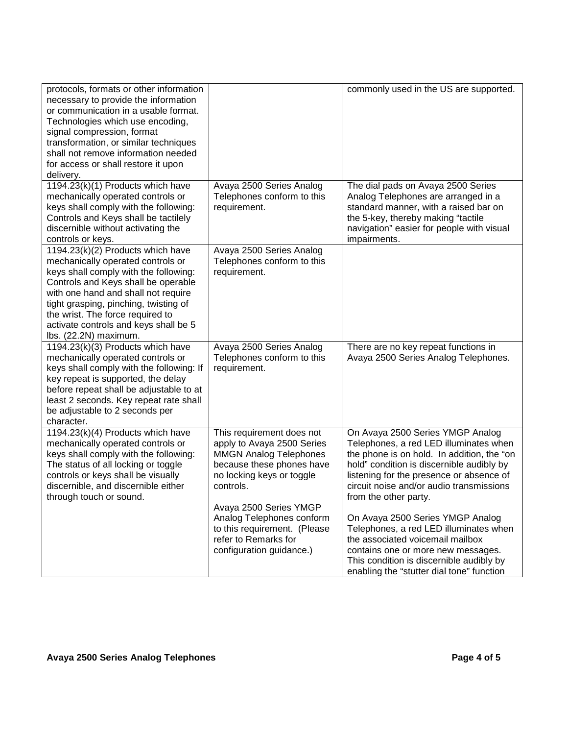| | | |
|---|---|---|
| protocols, formats or other information necessary to provide the information or communication in a usable format. Technologies which use encoding, signal compression, format transformation, or similar techniques shall not remove information needed for access or shall restore it upon delivery. | | commonly used in the US are supported. |
| 1194.23(k)(1) Products which have mechanically operated controls or keys shall comply with the following: Controls and Keys shall be tactilely discernible without activating the controls or keys. | Avaya 2500 Series Analog Telephones conform to this requirement. | The dial pads on Avaya 2500 Series Analog Telephones are arranged in a standard manner, with a raised bar on the 5-key, thereby making "tactile navigation" easier for people with visual impairments. |
| 1194.23(k)(2) Products which have mechanically operated controls or keys shall comply with the following: Controls and Keys shall be operable with one hand and shall not require tight grasping, pinching, twisting of the wrist. The force required to activate controls and keys shall be 5 lbs. (22.2N) maximum. | Avaya 2500 Series Analog Telephones conform to this requirement. | |
| 1194.23(k)(3) Products which have mechanically operated controls or keys shall comply with the following: If key repeat is supported, the delay before repeat shall be adjustable to at least 2 seconds. Key repeat rate shall be adjustable to 2 seconds per character. | Avaya 2500 Series Analog Telephones conform to this requirement. | There are no key repeat functions in Avaya 2500 Series Analog Telephones. |
| 1194.23(k)(4) Products which have mechanically operated controls or keys shall comply with the following: The status of all locking or toggle controls or keys shall be visually discernible, and discernible either through touch or sound. | This requirement does not apply to Avaya 2500 Series MMGN Analog Telephones because these phones have no locking keys or toggle controls.<br><br>Avaya 2500 Series YMGP Analog Telephones conform to this requirement. (Please refer to Remarks for configuration guidance.) | On Avaya 2500 Series YMGP Analog Telephones, a red LED illuminates when the phone is on hold. In addition, the "on hold" condition is discernible audibly by listening for the presence or absence of circuit noise and/or audio transmissions from the other party.<br><br>On Avaya 2500 Series YMGP Analog Telephones, a red LED illuminates when the associated voicemail mailbox contains one or more new messages. This condition is discernible audibly by enabling the "stutter dial tone" function |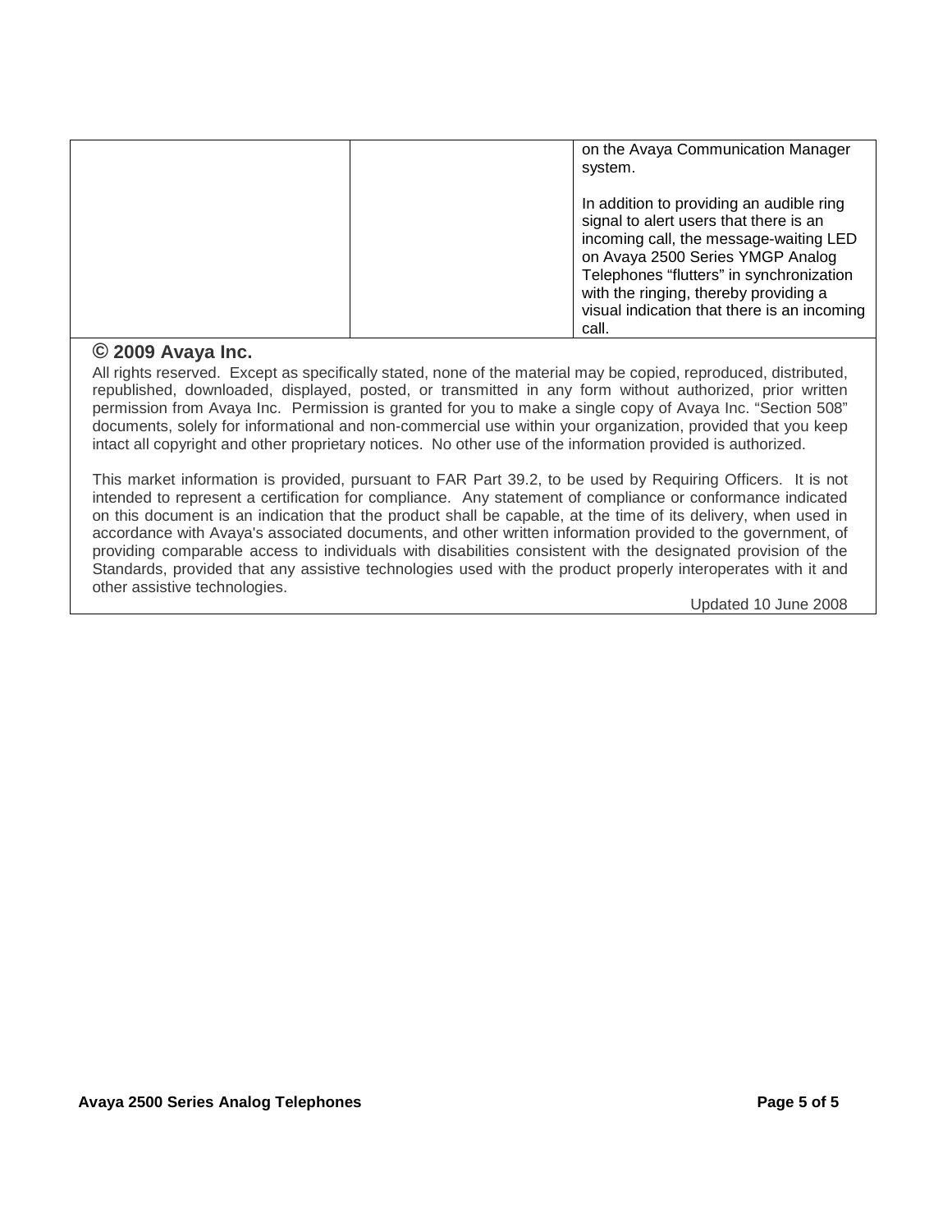| | | |
|---|---|---|
| | | on the Avaya Communication Manager system.<br><br>In addition to providing an audible ring signal to alert users that there is an incoming call, the message-waiting LED on Avaya 2500 Series YMGP Analog Telephones "flutters" in synchronization with the ringing, thereby providing a visual indication that there is an incoming call. |

**© 2009 Avaya Inc.**

All rights reserved. Except as specifically stated, none of the material may be copied, reproduced, distributed, republished, downloaded, displayed, posted, or transmitted in any form without authorized, prior written permission from Avaya Inc. Permission is granted for you to make a single copy of Avaya Inc. "Section 508" documents, solely for informational and non-commercial use within your organization, provided that you keep intact all copyright and other proprietary notices. No other use of the information provided is authorized.

This market information is provided, pursuant to FAR Part 39.2, to be used by Requiring Officers. It is not intended to represent a certification for compliance. Any statement of compliance or conformance indicated on this document is an indication that the product shall be capable, at the time of its delivery, when used in accordance with Avaya's associated documents, and other written information provided to the government, of providing comparable access to individuals with disabilities consistent with the designated provision of the Standards, provided that any assistive technologies used with the product properly interoperates with it and other assistive technologies.

Updated 10 June 2008